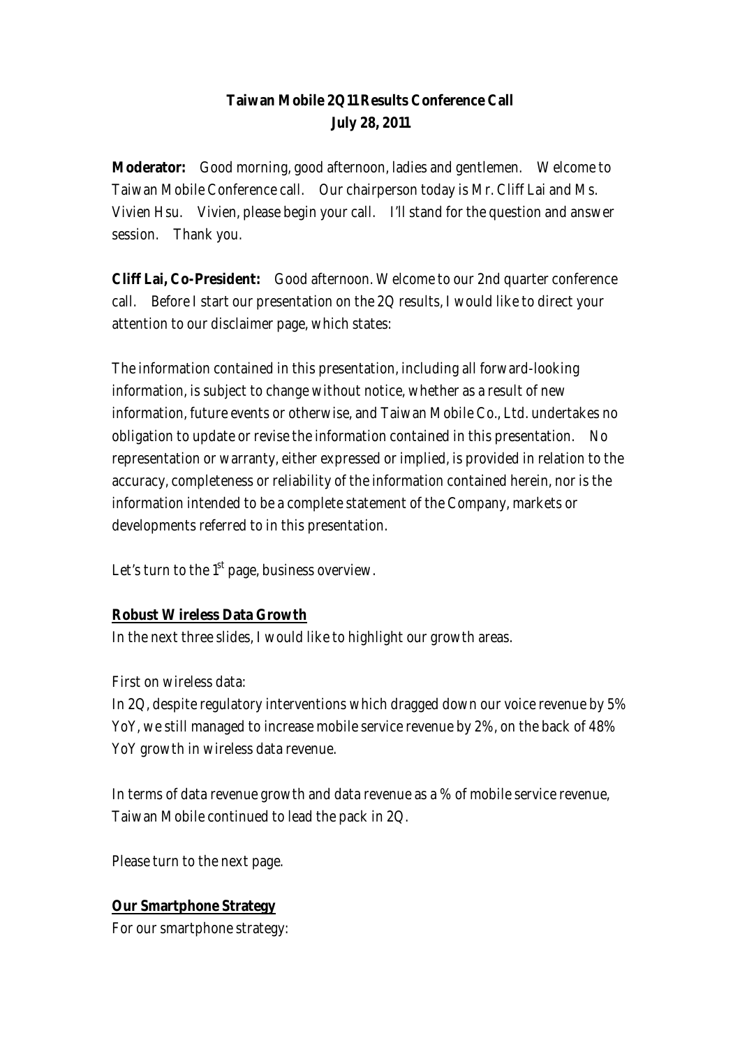**Taiwan Mobile 2Q11 Results Conference Call**
**July 28, 2011**

**Moderator:** Good morning, good afternoon, ladies and gentlemen. Welcome to Taiwan Mobile Conference call. Our chairperson today is Mr. Cliff Lai and Ms. Vivien Hsu. Vivien, please begin your call. I'll stand for the question and answer session. Thank you.

**Cliff Lai, Co-President:** Good afternoon. Welcome to our 2nd quarter conference call. Before I start our presentation on the 2Q results, I would like to direct your attention to our disclaimer page, which states:

The information contained in this presentation, including all forward-looking information, is subject to change without notice, whether as a result of new information, future events or otherwise, and Taiwan Mobile Co., Ltd. undertakes no obligation to update or revise the information contained in this presentation. No representation or warranty, either expressed or implied, is provided in relation to the accuracy, completeness or reliability of the information contained herein, nor is the information intended to be a complete statement of the Company, markets or developments referred to in this presentation.

Let's turn to the 1st page, business overview.

**Robust Wireless Data Growth**

In the next three slides, I would like to highlight our growth areas.

First on wireless data:
In 2Q, despite regulatory interventions which dragged down our voice revenue by 5% YoY, we still managed to increase mobile service revenue by 2%, on the back of 48% YoY growth in wireless data revenue.

In terms of data revenue growth and data revenue as a % of mobile service revenue, Taiwan Mobile continued to lead the pack in 2Q.

Please turn to the next page.

**Our Smartphone Strategy**

For our smartphone strategy: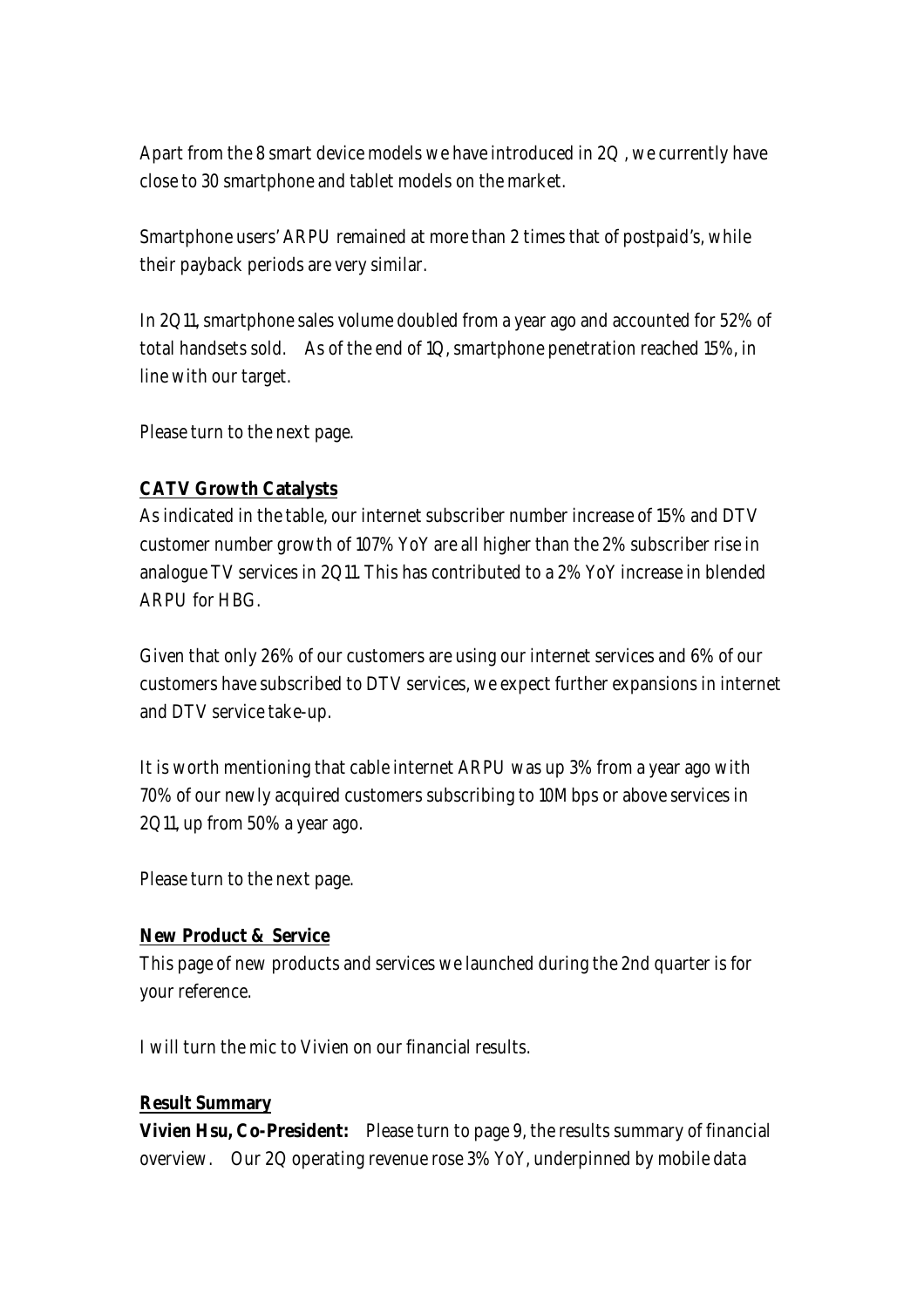Apart from the 8 smart device models we have introduced in 2Q , we currently have close to 30 smartphone and tablet models on the market.

Smartphone users' ARPU remained at more than 2 times that of postpaid's, while their payback periods are very similar.

In 2Q11, smartphone sales volume doubled from a year ago and accounted for 52% of total handsets sold. As of the end of 1Q, smartphone penetration reached 15%, in line with our target.

Please turn to the next page.

**CATV Growth Catalysts**

As indicated in the table, our internet subscriber number increase of 15% and DTV customer number growth of 107% YoY are all higher than the 2% subscriber rise in analogue TV services in 2Q11. This has contributed to a 2% YoY increase in blended ARPU for HBG.

Given that only 26% of our customers are using our internet services and 6% of our customers have subscribed to DTV services, we expect further expansions in internet and DTV service take-up.

It is worth mentioning that cable internet ARPU was up 3% from a year ago with 70% of our newly acquired customers subscribing to 10Mbps or above services in 2Q11, up from 50% a year ago.

Please turn to the next page.

**New Product & Service**

This page of new products and services we launched during the 2nd quarter is for your reference.

I will turn the mic to Vivien on our financial results.

**Result Summary**

**Vivien Hsu, Co-President:** Please turn to page 9, the results summary of financial overview. Our 2Q operating revenue rose 3% YoY, underpinned by mobile data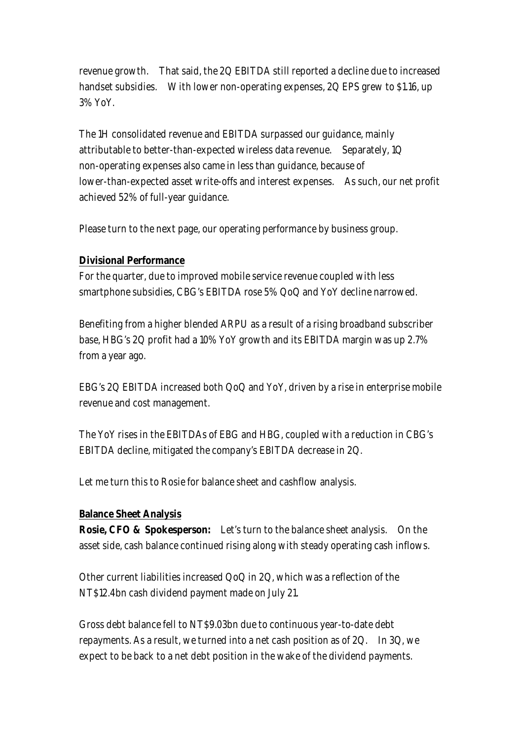revenue growth. That said, the 2Q EBITDA still reported a decline due to increased handset subsidies. With lower non-operating expenses, 2Q EPS grew to $1.16, up 3% YoY.

The 1H consolidated revenue and EBITDA surpassed our guidance, mainly attributable to better-than-expected wireless data revenue. Separately, 1Q non-operating expenses also came in less than guidance, because of lower-than-expected asset write-offs and interest expenses. As such, our net profit achieved 52% of full-year guidance.

Please turn to the next page, our operating performance by business group.

**Divisional Performance**

For the quarter, due to improved mobile service revenue coupled with less smartphone subsidies, CBG's EBITDA rose 5% QoQ and YoY decline narrowed.

Benefiting from a higher blended ARPU as a result of a rising broadband subscriber base, HBG's 2Q profit had a 10% YoY growth and its EBITDA margin was up 2.7% from a year ago.

EBG's 2Q EBITDA increased both QoQ and YoY, driven by a rise in enterprise mobile revenue and cost management.

The YoY rises in the EBITDAs of EBG and HBG, coupled with a reduction in CBG's EBITDA decline, mitigated the company's EBITDA decrease in 2Q.

Let me turn this to Rosie for balance sheet and cashflow analysis.

**Balance Sheet Analysis**

**Rosie, CFO & Spokesperson:** Let's turn to the balance sheet analysis. On the asset side, cash balance continued rising along with steady operating cash inflows.

Other current liabilities increased QoQ in 2Q, which was a reflection of the NT$12.4bn cash dividend payment made on July 21.

Gross debt balance fell to NT$9.03bn due to continuous year-to-date debt repayments. As a result, we turned into a net cash position as of 2Q. In 3Q, we expect to be back to a net debt position in the wake of the dividend payments.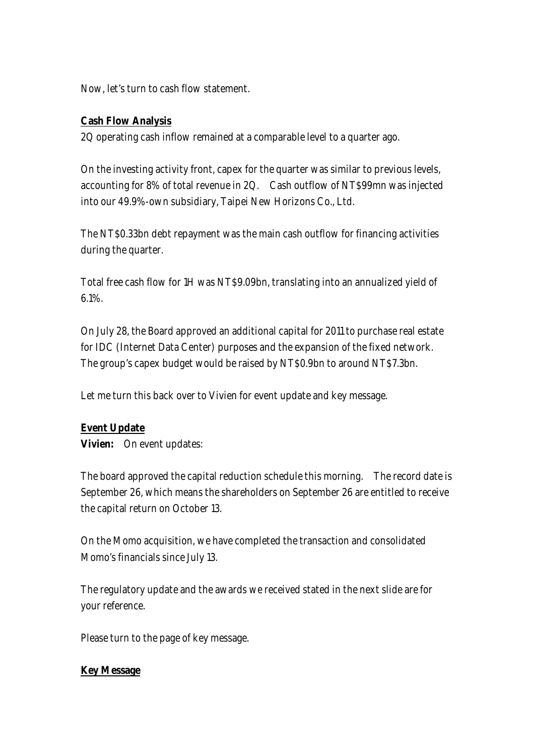Now, let's turn to cash flow statement.

**Cash Flow Analysis**

2Q operating cash inflow remained at a comparable level to a quarter ago.

On the investing activity front, capex for the quarter was similar to previous levels, accounting for 8% of total revenue in 2Q. Cash outflow of NT$99mn was injected into our 49.9%-own subsidiary, Taipei New Horizons Co., Ltd.

The NT$0.33bn debt repayment was the main cash outflow for financing activities during the quarter.

Total free cash flow for 1H was NT$9.09bn, translating into an annualized yield of 6.1%.

On July 28, the Board approved an additional capital for 2011 to purchase real estate for IDC (Internet Data Center) purposes and the expansion of the fixed network. The group's capex budget would be raised by NT$0.9bn to around NT$7.3bn.

Let me turn this back over to Vivien for event update and key message.

**Event Update**

**Vivien:** On event updates:

The board approved the capital reduction schedule this morning. The record date is September 26, which means the shareholders on September 26 are entitled to receive the capital return on October 13.

On the Momo acquisition, we have completed the transaction and consolidated Momo's financials since July 13.

The regulatory update and the awards we received stated in the next slide are for your reference.

Please turn to the page of key message.

**Key Message**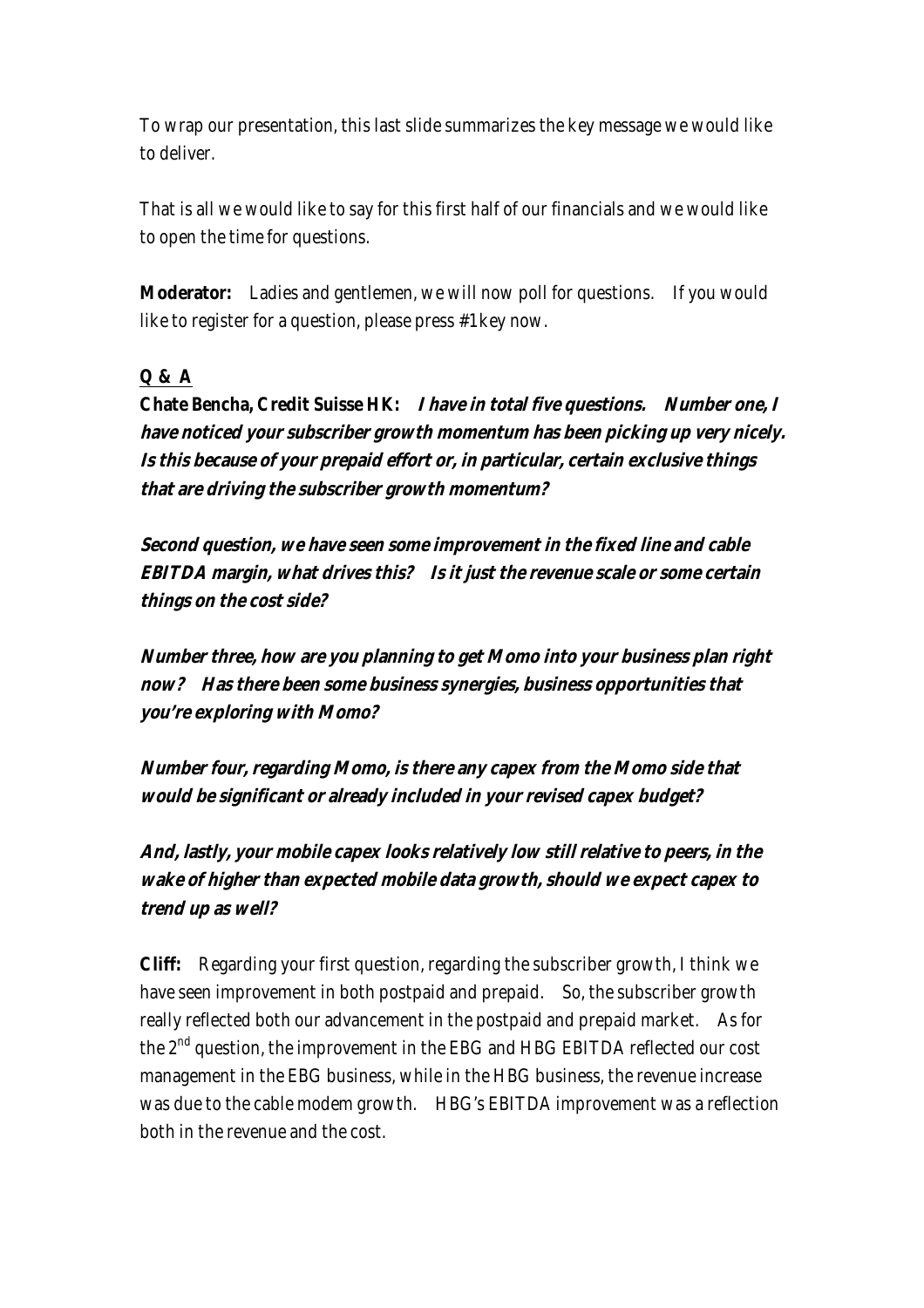To wrap our presentation, this last slide summarizes the key message we would like to deliver.

That is all we would like to say for this first half of our financials and we would like to open the time for questions.

**Moderator:** Ladies and gentlemen, we will now poll for questions. If you would like to register for a question, please press #1 key now.

**Q & A**

**Chate Bencha, Credit Suisse HK:** ***I have in total five questions. Number one, I have noticed your subscriber growth momentum has been picking up very nicely. Is this because of your prepaid effort or, in particular, certain exclusive things that are driving the subscriber growth momentum?***

***Second question, we have seen some improvement in the fixed line and cable EBITDA margin, what drives this? Is it just the revenue scale or some certain things on the cost side?***

***Number three, how are you planning to get Momo into your business plan right now? Has there been some business synergies, business opportunities that you're exploring with Momo?***

***Number four, regarding Momo, is there any capex from the Momo side that would be significant or already included in your revised capex budget?***

***And, lastly, your mobile capex looks relatively low still relative to peers, in the wake of higher than expected mobile data growth, should we expect capex to trend up as well?***

**Cliff:** Regarding your first question, regarding the subscriber growth, I think we have seen improvement in both postpaid and prepaid. So, the subscriber growth really reflected both our advancement in the postpaid and prepaid market. As for the 2nd question, the improvement in the EBG and HBG EBITDA reflected our cost management in the EBG business, while in the HBG business, the revenue increase was due to the cable modem growth. HBG's EBITDA improvement was a reflection both in the revenue and the cost.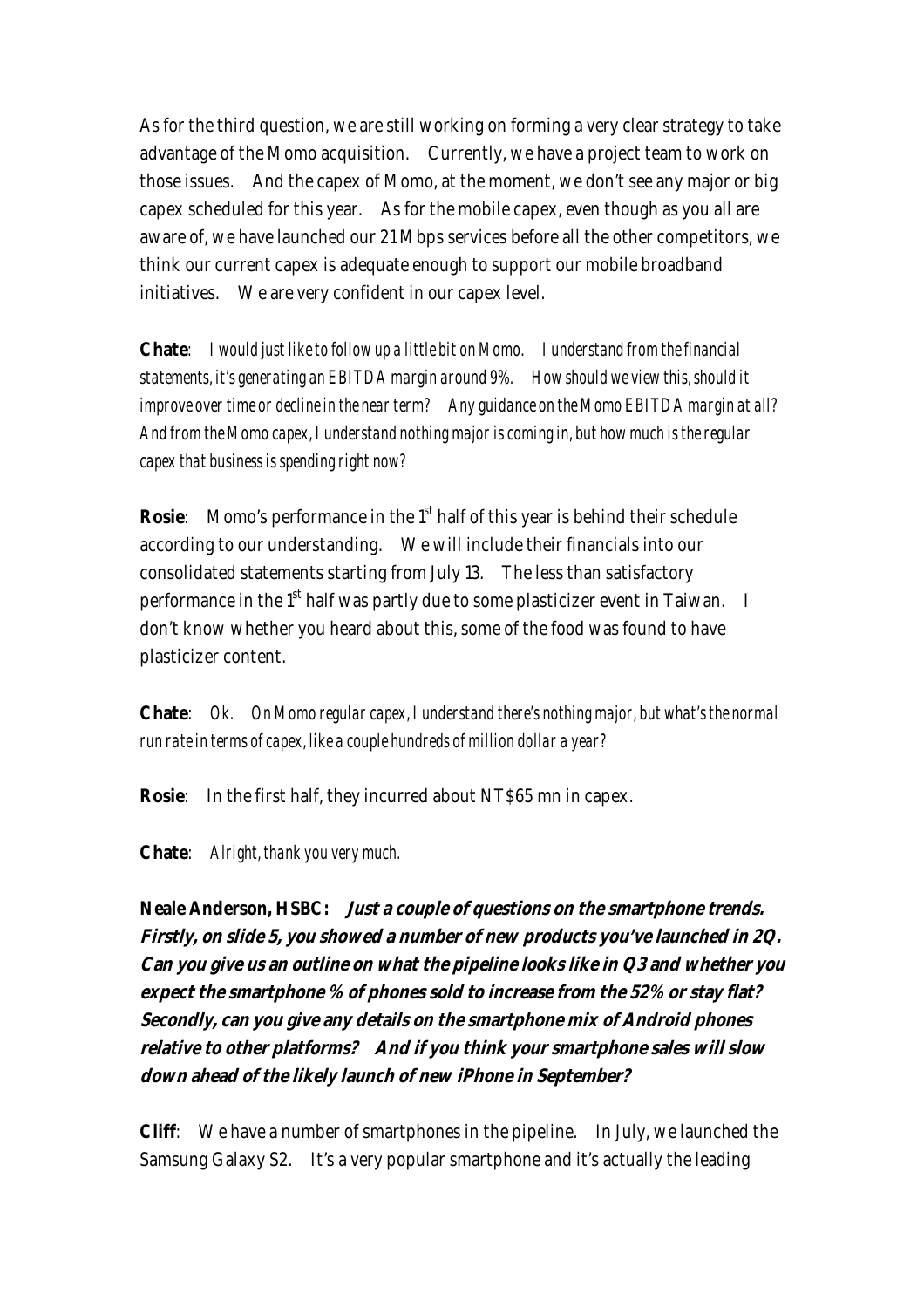As for the third question, we are still working on forming a very clear strategy to take advantage of the Momo acquisition. Currently, we have a project team to work on those issues. And the capex of Momo, at the moment, we don't see any major or big capex scheduled for this year. As for the mobile capex, even though as you all are aware of, we have launched our 21Mbps services before all the other competitors, we think our current capex is adequate enough to support our mobile broadband initiatives. We are very confident in our capex level.

**Chate**: *I would just like to follow up a little bit on Momo. I understand from the financial statements, it's generating an EBITDA margin around 9%. How should we view this, should it improve over time or decline in the near term? Any guidance on the Momo EBITDA margin at all? And from the Momo capex, I understand nothing major is coming in, but how much is the regular capex that business is spending right now?*

**Rosie**: Momo's performance in the 1st half of this year is behind their schedule according to our understanding. We will include their financials into our consolidated statements starting from July 13. The less than satisfactory performance in the 1st half was partly due to some plasticizer event in Taiwan. I don't know whether you heard about this, some of the food was found to have plasticizer content.

**Chate**: *Ok. On Momo regular capex, I understand there's nothing major, but what's the normal run rate in terms of capex, like a couple hundreds of million dollar a year?*

**Rosie**: In the first half, they incurred about NT$65 mn in capex.

**Chate**: *Alright, thank you very much.*

**Neale Anderson, HSBC:** ***Just a couple of questions on the smartphone trends. Firstly, on slide 5, you showed a number of new products you've launched in 2Q. Can you give us an outline on what the pipeline looks like in Q3 and whether you expect the smartphone % of phones sold to increase from the 52% or stay flat? Secondly, can you give any details on the smartphone mix of Android phones relative to other platforms? And if you think your smartphone sales will slow down ahead of the likely launch of new iPhone in September?***

**Cliff**: We have a number of smartphones in the pipeline. In July, we launched the Samsung Galaxy S2. It's a very popular smartphone and it's actually the leading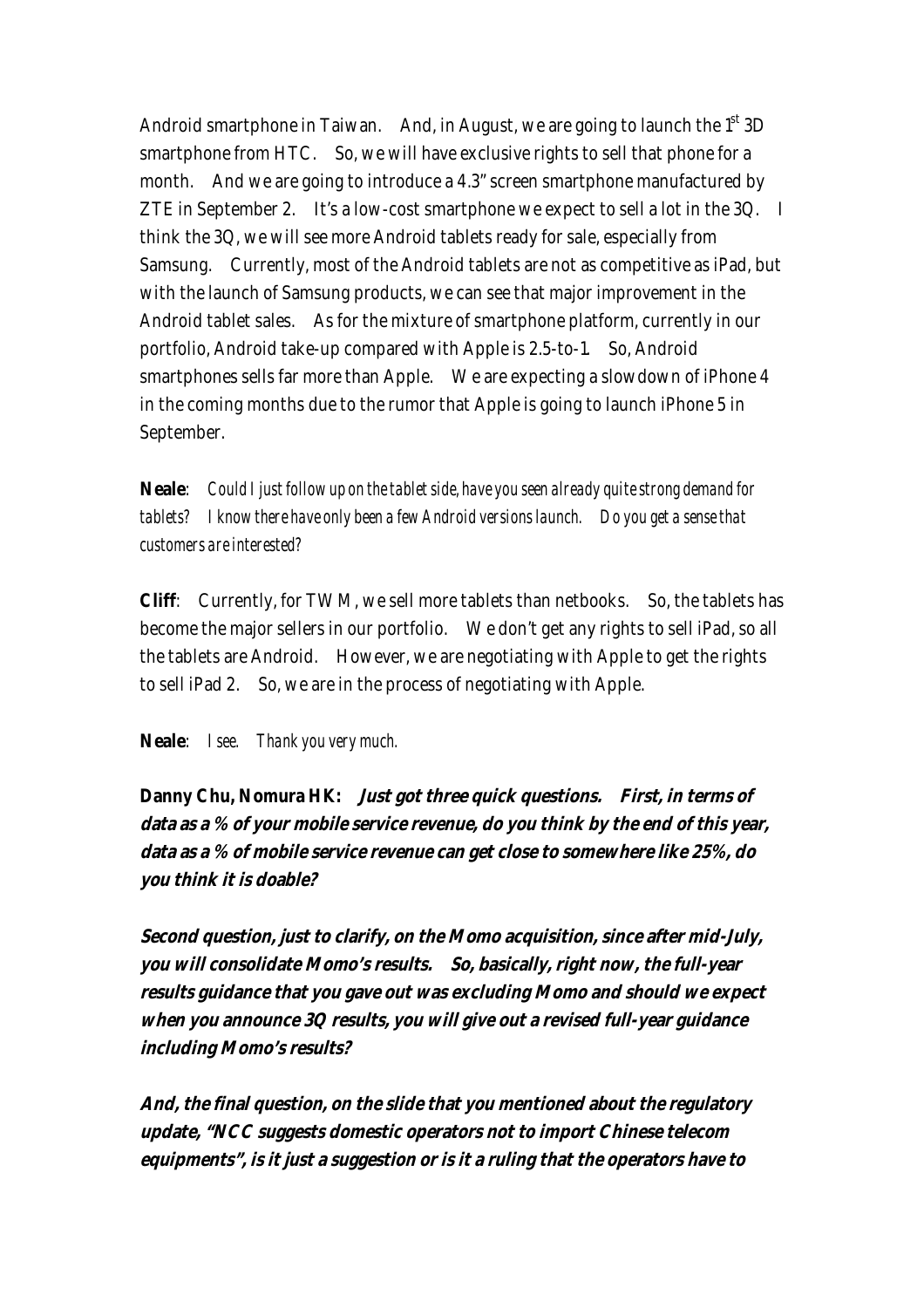Android smartphone in Taiwan. And, in August, we are going to launch the 1st 3D smartphone from HTC. So, we will have exclusive rights to sell that phone for a month. And we are going to introduce a 4.3" screen smartphone manufactured by ZTE in September 2. It's a low-cost smartphone we expect to sell a lot in the 3Q. I think the 3Q, we will see more Android tablets ready for sale, especially from Samsung. Currently, most of the Android tablets are not as competitive as iPad, but with the launch of Samsung products, we can see that major improvement in the Android tablet sales. As for the mixture of smartphone platform, currently in our portfolio, Android take-up compared with Apple is 2.5-to-1. So, Android smartphones sells far more than Apple. We are expecting a slowdown of iPhone 4 in the coming months due to the rumor that Apple is going to launch iPhone 5 in September.

**Neale**: *Could I just follow up on the tablet side, have you seen already quite strong demand for tablets? I know there have only been a few Android versions launch. Do you get a sense that customers are interested?*

**Cliff**: Currently, for TWM, we sell more tablets than netbooks. So, the tablets has become the major sellers in our portfolio. We don't get any rights to sell iPad, so all the tablets are Android. However, we are negotiating with Apple to get the rights to sell iPad 2. So, we are in the process of negotiating with Apple.

**Neale**: *I see. Thank you very much.*

**Danny Chu, Nomura HK:** ***Just got three quick questions. First, in terms of data as a % of your mobile service revenue, do you think by the end of this year, data as a % of mobile service revenue can get close to somewhere like 25%, do you think it is doable?***

***Second question, just to clarify, on the Momo acquisition, since after mid-July, you will consolidate Momo's results. So, basically, right now, the full-year results guidance that you gave out was excluding Momo and should we expect when you announce 3Q results, you will give out a revised full-year guidance including Momo's results?***

***And, the final question, on the slide that you mentioned about the regulatory update, "NCC suggests domestic operators not to import Chinese telecom equipments", is it just a suggestion or is it a ruling that the operators have to***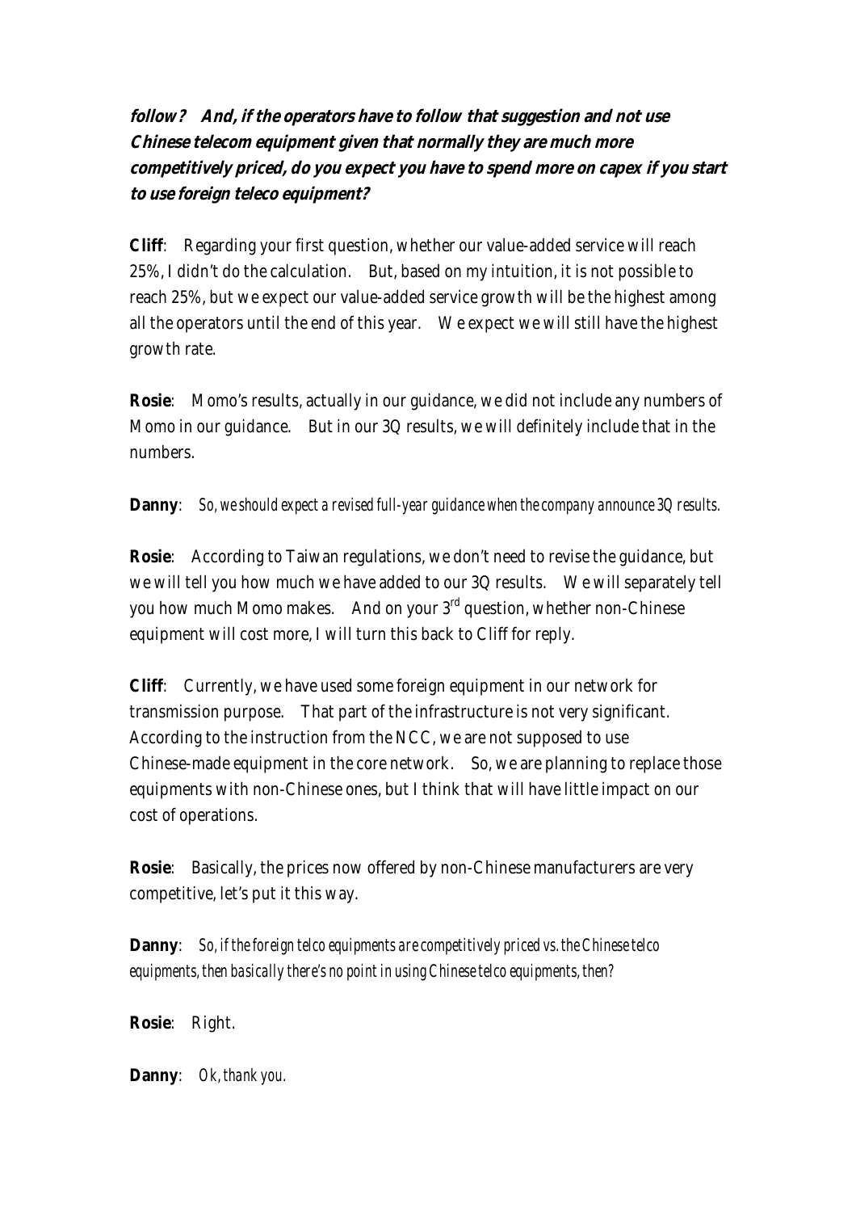**follow? And, if the operators have to follow that suggestion and not use Chinese telecom equipment given that normally they are much more competitively priced, do you expect you have to spend more on capex if you start to use foreign teleco equipment?**

**Cliff**: Regarding your first question, whether our value-added service will reach 25%, I didn't do the calculation. But, based on my intuition, it is not possible to reach 25%, but we expect our value-added service growth will be the highest among all the operators until the end of this year. We expect we will still have the highest growth rate.

**Rosie**: Momo's results, actually in our guidance, we did not include any numbers of Momo in our guidance. But in our 3Q results, we will definitely include that in the numbers.

**Danny**: *So, we should expect a revised full-year guidance when the company announce 3Q results.*

**Rosie**: According to Taiwan regulations, we don't need to revise the guidance, but we will tell you how much we have added to our 3Q results. We will separately tell you how much Momo makes. And on your 3rd question, whether non-Chinese equipment will cost more, I will turn this back to Cliff for reply.

**Cliff**: Currently, we have used some foreign equipment in our network for transmission purpose. That part of the infrastructure is not very significant. According to the instruction from the NCC, we are not supposed to use Chinese-made equipment in the core network. So, we are planning to replace those equipments with non-Chinese ones, but I think that will have little impact on our cost of operations.

**Rosie**: Basically, the prices now offered by non-Chinese manufacturers are very competitive, let's put it this way.

**Danny**: *So, if the foreign telco equipments are competitively priced vs. the Chinese telco equipments, then basically there's no point in using Chinese telco equipments, then?*

**Rosie**: Right.

**Danny**: *Ok, thank you.*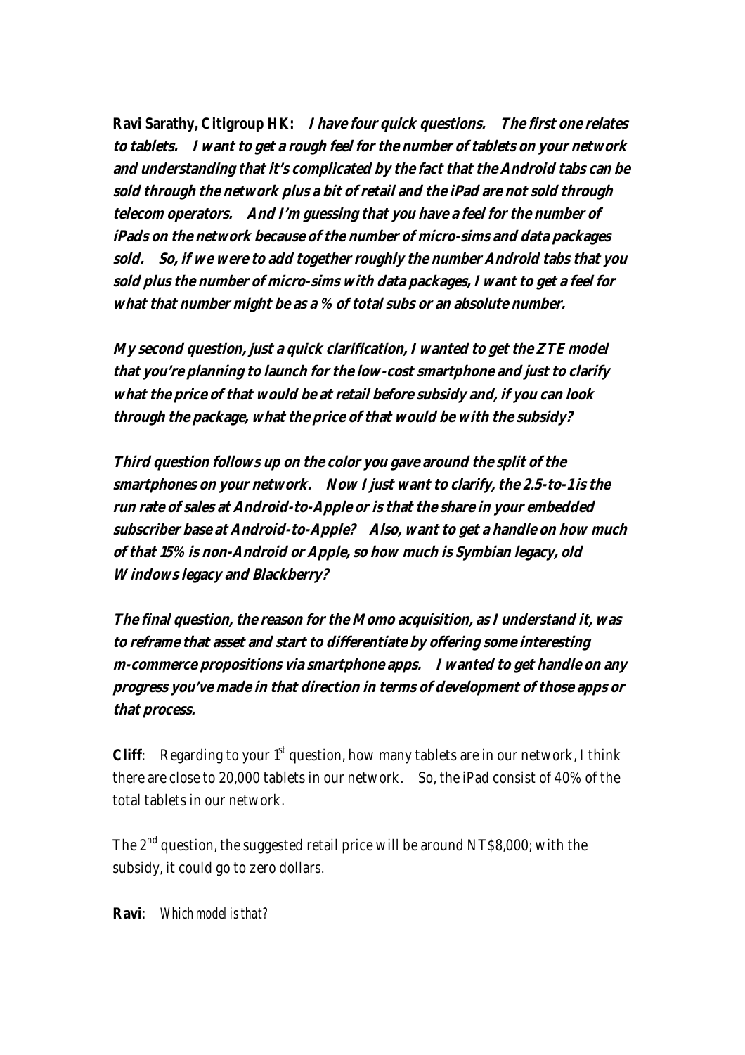**Ravi Sarathy, Citigroup HK:** ***I have four quick questions. The first one relates to tablets. I want to get a rough feel for the number of tablets on your network and understanding that it's complicated by the fact that the Android tabs can be sold through the network plus a bit of retail and the iPad are not sold through telecom operators. And I'm guessing that you have a feel for the number of iPads on the network because of the number of micro-sims and data packages sold. So, if we were to add together roughly the number Android tabs that you sold plus the number of micro-sims with data packages, I want to get a feel for what that number might be as a % of total subs or an absolute number.***

***My second question, just a quick clarification, I wanted to get the ZTE model that you're planning to launch for the low-cost smartphone and just to clarify what the price of that would be at retail before subsidy and, if you can look through the package, what the price of that would be with the subsidy?***

***Third question follows up on the color you gave around the split of the smartphones on your network. Now I just want to clarify, the 2.5-to-1 is the run rate of sales at Android-to-Apple or is that the share in your embedded subscriber base at Android-to-Apple? Also, want to get a handle on how much of that 15% is non-Android or Apple, so how much is Symbian legacy, old Windows legacy and Blackberry?***

***The final question, the reason for the Momo acquisition, as I understand it, was to reframe that asset and start to differentiate by offering some interesting m-commerce propositions via smartphone apps. I wanted to get handle on any progress you've made in that direction in terms of development of those apps or that process.***

**Cliff**: Regarding to your 1st question, how many tablets are in our network, I think there are close to 20,000 tablets in our network. So, the iPad consist of 40% of the total tablets in our network.

The 2nd question, the suggested retail price will be around NT$8,000; with the subsidy, it could go to zero dollars.

**Ravi**: *Which model is that?*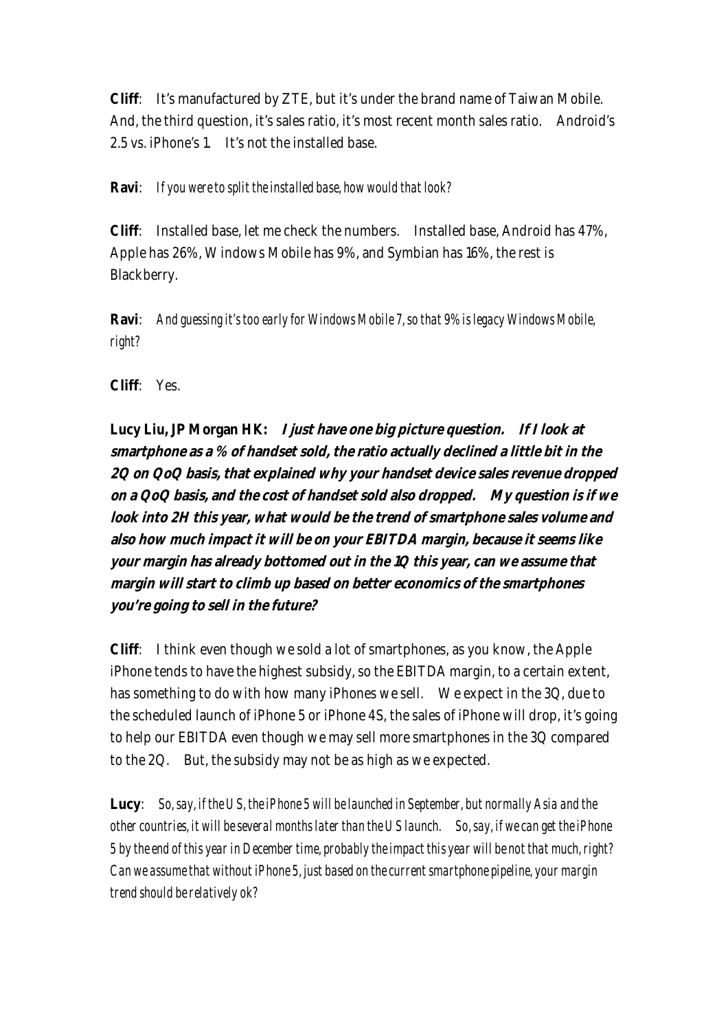**Cliff**: It's manufactured by ZTE, but it's under the brand name of Taiwan Mobile. And, the third question, it's sales ratio, it's most recent month sales ratio. Android's 2.5 vs. iPhone's 1. It's not the installed base.

**Ravi**: *If you were to split the installed base, how would that look?*

**Cliff**: Installed base, let me check the numbers. Installed base, Android has 47%, Apple has 26%, Windows Mobile has 9%, and Symbian has 16%, the rest is Blackberry.

**Ravi**: *And guessing it's too early for Windows Mobile 7, so that 9% is legacy Windows Mobile, right?*

**Cliff**: Yes.

**Lucy Liu, JP Morgan HK:** ***I just have one big picture question. If I look at smartphone as a % of handset sold, the ratio actually declined a little bit in the 2Q on QoQ basis, that explained why your handset device sales revenue dropped on a QoQ basis, and the cost of handset sold also dropped. My question is if we look into 2H this year, what would be the trend of smartphone sales volume and also how much impact it will be on your EBITDA margin, because it seems like your margin has already bottomed out in the 1Q this year, can we assume that margin will start to climb up based on better economics of the smartphones you're going to sell in the future?***

**Cliff**: I think even though we sold a lot of smartphones, as you know, the Apple iPhone tends to have the highest subsidy, so the EBITDA margin, to a certain extent, has something to do with how many iPhones we sell. We expect in the 3Q, due to the scheduled launch of iPhone 5 or iPhone 4S, the sales of iPhone will drop, it's going to help our EBITDA even though we may sell more smartphones in the 3Q compared to the 2Q. But, the subsidy may not be as high as we expected.

**Lucy**: *So, say, if the US, the iPhone 5 will be launched in September, but normally Asia and the other countries, it will be several months later than the US launch. So, say, if we can get the iPhone 5 by the end of this year in December time, probably the impact this year will be not that much, right? Can we assume that without iPhone 5, just based on the current smartphone pipeline, your margin trend should be relatively ok?*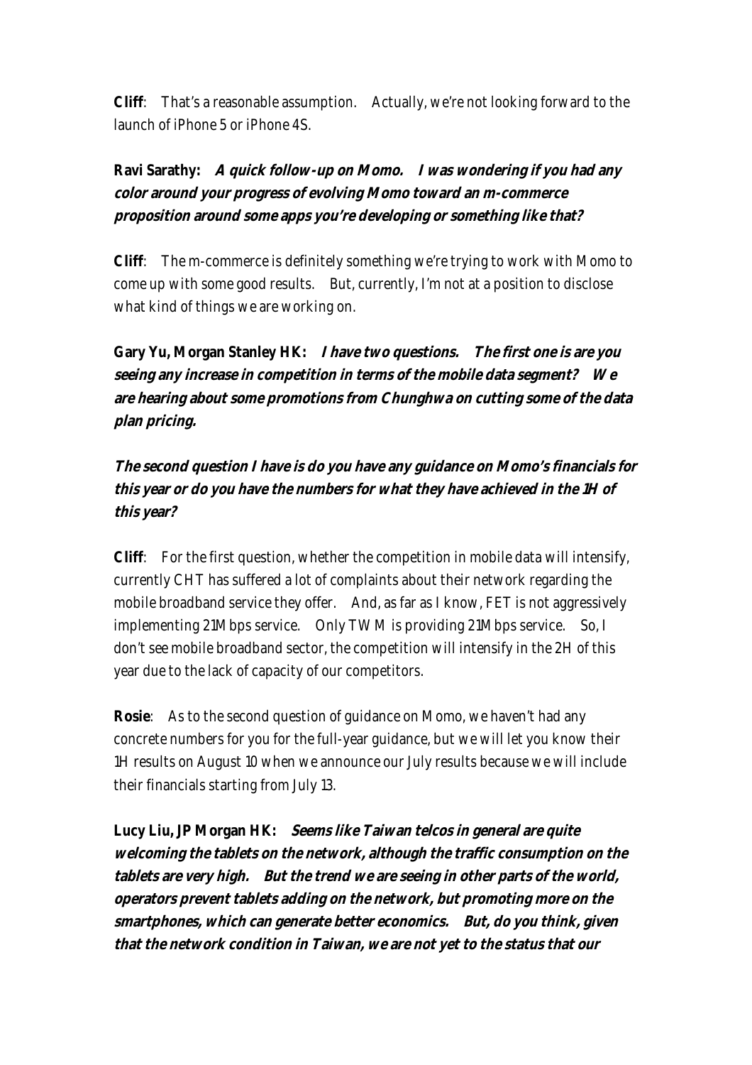**Cliff**: That's a reasonable assumption. Actually, we're not looking forward to the launch of iPhone 5 or iPhone 4S.

**Ravi Sarathy:** ***A quick follow-up on Momo. I was wondering if you had any color around your progress of evolving Momo toward an m-commerce proposition around some apps you're developing or something like that?***

**Cliff**: The m-commerce is definitely something we're trying to work with Momo to come up with some good results. But, currently, I'm not at a position to disclose what kind of things we are working on.

**Gary Yu, Morgan Stanley HK:** ***I have two questions. The first one is are you seeing any increase in competition in terms of the mobile data segment? We are hearing about some promotions from Chunghwa on cutting some of the data plan pricing.***

***The second question I have is do you have any guidance on Momo's financials for this year or do you have the numbers for what they have achieved in the 1H of this year?***

**Cliff**: For the first question, whether the competition in mobile data will intensify, currently CHT has suffered a lot of complaints about their network regarding the mobile broadband service they offer. And, as far as I know, FET is not aggressively implementing 21Mbps service. Only TWM is providing 21Mbps service. So, I don't see mobile broadband sector, the competition will intensify in the 2H of this year due to the lack of capacity of our competitors.

**Rosie**: As to the second question of guidance on Momo, we haven't had any concrete numbers for you for the full-year guidance, but we will let you know their 1H results on August 10 when we announce our July results because we will include their financials starting from July 13.

**Lucy Liu, JP Morgan HK:** ***Seems like Taiwan telcos in general are quite welcoming the tablets on the network, although the traffic consumption on the tablets are very high. But the trend we are seeing in other parts of the world, operators prevent tablets adding on the network, but promoting more on the smartphones, which can generate better economics. But, do you think, given that the network condition in Taiwan, we are not yet to the status that our***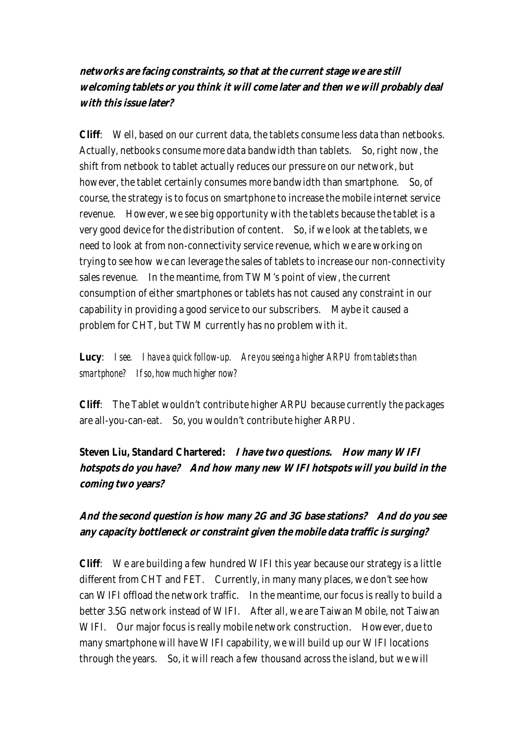**networks are facing constraints, so that at the current stage we are still welcoming tablets or you think it will come later and then we will probably deal with this issue later?**

**Cliff**: Well, based on our current data, the tablets consume less data than netbooks. Actually, netbooks consume more data bandwidth than tablets. So, right now, the shift from netbook to tablet actually reduces our pressure on our network, but however, the tablet certainly consumes more bandwidth than smartphone. So, of course, the strategy is to focus on smartphone to increase the mobile internet service revenue. However, we see big opportunity with the tablets because the tablet is a very good device for the distribution of content. So, if we look at the tablets, we need to look at from non-connectivity service revenue, which we are working on trying to see how we can leverage the sales of tablets to increase our non-connectivity sales revenue. In the meantime, from TWM's point of view, the current consumption of either smartphones or tablets has not caused any constraint in our capability in providing a good service to our subscribers. Maybe it caused a problem for CHT, but TWM currently has no problem with it.

**Lucy**: *I see. I have a quick follow-up. Are you seeing a higher ARPU from tablets than smartphone? If so, how much higher now?*

**Cliff**: The Tablet wouldn't contribute higher ARPU because currently the packages are all-you-can-eat. So, you wouldn't contribute higher ARPU.

**Steven Liu, Standard Chartered: *I have two questions. How many WIFI hotspots do you have? And how many new WIFI hotspots will you build in the coming two years?***

***And the second question is how many 2G and 3G base stations? And do you see any capacity bottleneck or constraint given the mobile data traffic is surging?***

**Cliff**: We are building a few hundred WIFI this year because our strategy is a little different from CHT and FET. Currently, in many many places, we don't see how can WIFI offload the network traffic. In the meantime, our focus is really to build a better 3.5G network instead of WIFI. After all, we are Taiwan Mobile, not Taiwan WIFI. Our major focus is really mobile network construction. However, due to many smartphone will have WIFI capability, we will build up our WIFI locations through the years. So, it will reach a few thousand across the island, but we will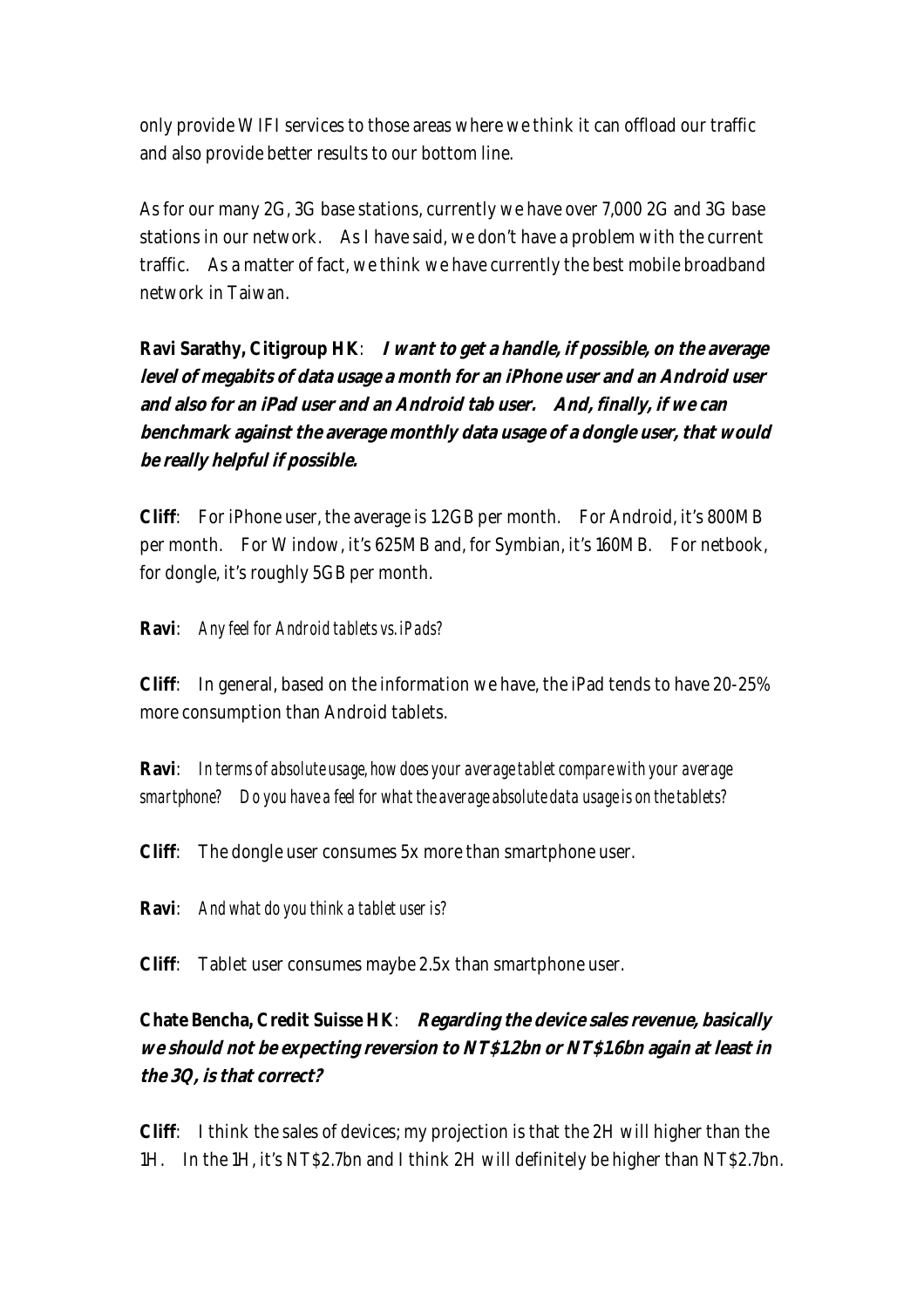only provide WIFI services to those areas where we think it can offload our traffic and also provide better results to our bottom line.

As for our many 2G, 3G base stations, currently we have over 7,000 2G and 3G base stations in our network. As I have said, we don't have a problem with the current traffic. As a matter of fact, we think we have currently the best mobile broadband network in Taiwan.

**Ravi Sarathy, Citigroup HK**: ***I want to get a handle, if possible, on the average level of megabits of data usage a month for an iPhone user and an Android user and also for an iPad user and an Android tab user. And, finally, if we can benchmark against the average monthly data usage of a dongle user, that would be really helpful if possible.***

**Cliff**: For iPhone user, the average is 1.2GB per month. For Android, it's 800MB per month. For Window, it's 625MB and, for Symbian, it's 160MB. For netbook, for dongle, it's roughly 5GB per month.

**Ravi**: *Any feel for Android tablets vs. iPads?*

**Cliff**: In general, based on the information we have, the iPad tends to have 20-25% more consumption than Android tablets.

**Ravi**: *In terms of absolute usage, how does your average tablet compare with your average smartphone? Do you have a feel for what the average absolute data usage is on the tablets?*

**Cliff**: The dongle user consumes 5x more than smartphone user.

**Ravi**: *And what do you think a tablet user is?*

**Cliff**: Tablet user consumes maybe 2.5x than smartphone user.

**Chate Bencha, Credit Suisse HK**: ***Regarding the device sales revenue, basically we should not be expecting reversion to NT$1.2bn or NT$1.6bn again at least in the 3Q, is that correct?***

**Cliff**: I think the sales of devices; my projection is that the 2H will higher than the 1H. In the 1H, it's NT$2.7bn and I think 2H will definitely be higher than NT$2.7bn.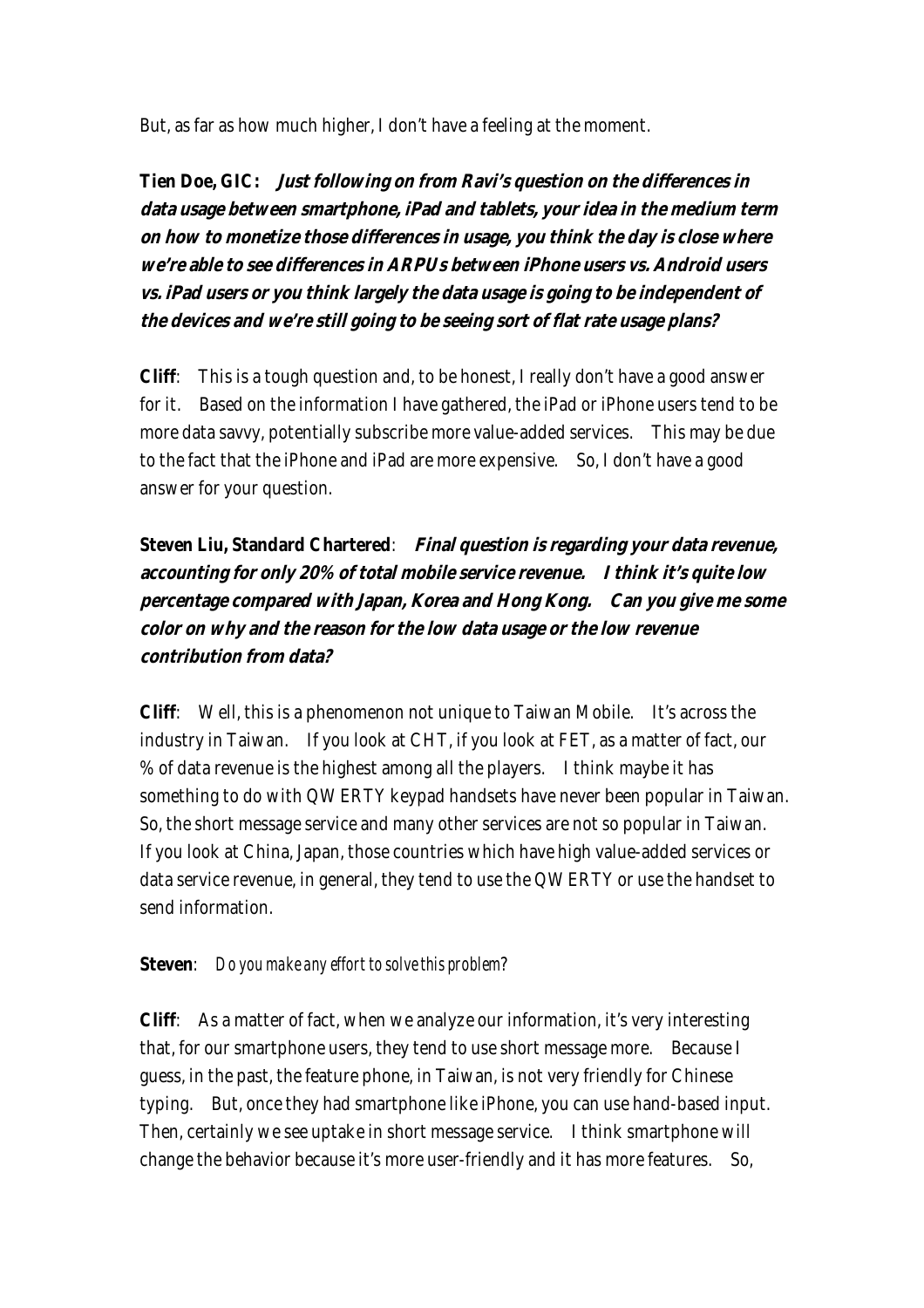But, as far as how much higher, I don't have a feeling at the moment.

**Tien Doe, GIC:** ***Just following on from Ravi's question on the differences in data usage between smartphone, iPad and tablets, your idea in the medium term on how to monetize those differences in usage, you think the day is close where we're able to see differences in ARPUs between iPhone users vs. Android users vs. iPad users or you think largely the data usage is going to be independent of the devices and we're still going to be seeing sort of flat rate usage plans?***

**Cliff**: This is a tough question and, to be honest, I really don't have a good answer for it. Based on the information I have gathered, the iPad or iPhone users tend to be more data savvy, potentially subscribe more value-added services. This may be due to the fact that the iPhone and iPad are more expensive. So, I don't have a good answer for your question.

**Steven Liu, Standard Chartered**: ***Final question is regarding your data revenue, accounting for only 20% of total mobile service revenue. I think it's quite low percentage compared with Japan, Korea and Hong Kong. Can you give me some color on why and the reason for the low data usage or the low revenue contribution from data?***

**Cliff**: Well, this is a phenomenon not unique to Taiwan Mobile. It's across the industry in Taiwan. If you look at CHT, if you look at FET, as a matter of fact, our % of data revenue is the highest among all the players. I think maybe it has something to do with QWERTY keypad handsets have never been popular in Taiwan. So, the short message service and many other services are not so popular in Taiwan. If you look at China, Japan, those countries which have high value-added services or data service revenue, in general, they tend to use the QWERTY or use the handset to send information.

**Steven**: *Do you make any effort to solve this problem?*

**Cliff**: As a matter of fact, when we analyze our information, it's very interesting that, for our smartphone users, they tend to use short message more. Because I guess, in the past, the feature phone, in Taiwan, is not very friendly for Chinese typing. But, once they had smartphone like iPhone, you can use hand-based input. Then, certainly we see uptake in short message service. I think smartphone will change the behavior because it's more user-friendly and it has more features. So,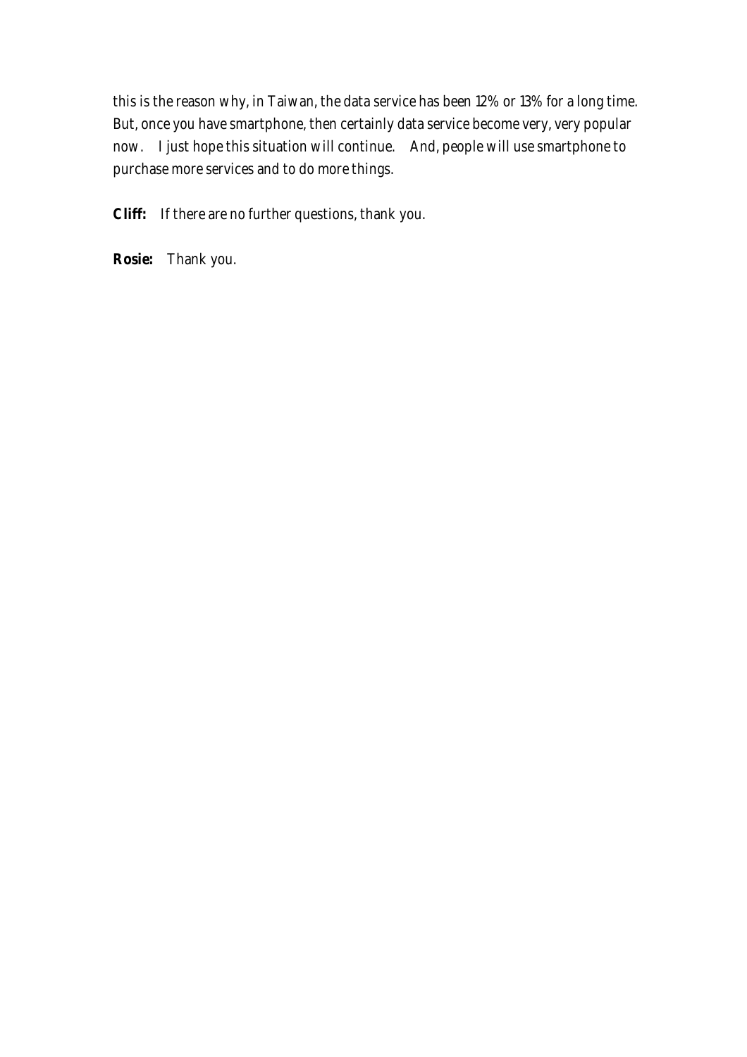this is the reason why, in Taiwan, the data service has been 12% or 13% for a long time. But, once you have smartphone, then certainly data service become very, very popular now. I just hope this situation will continue. And, people will use smartphone to purchase more services and to do more things.

**Cliff:** If there are no further questions, thank you.

**Rosie:** Thank you.